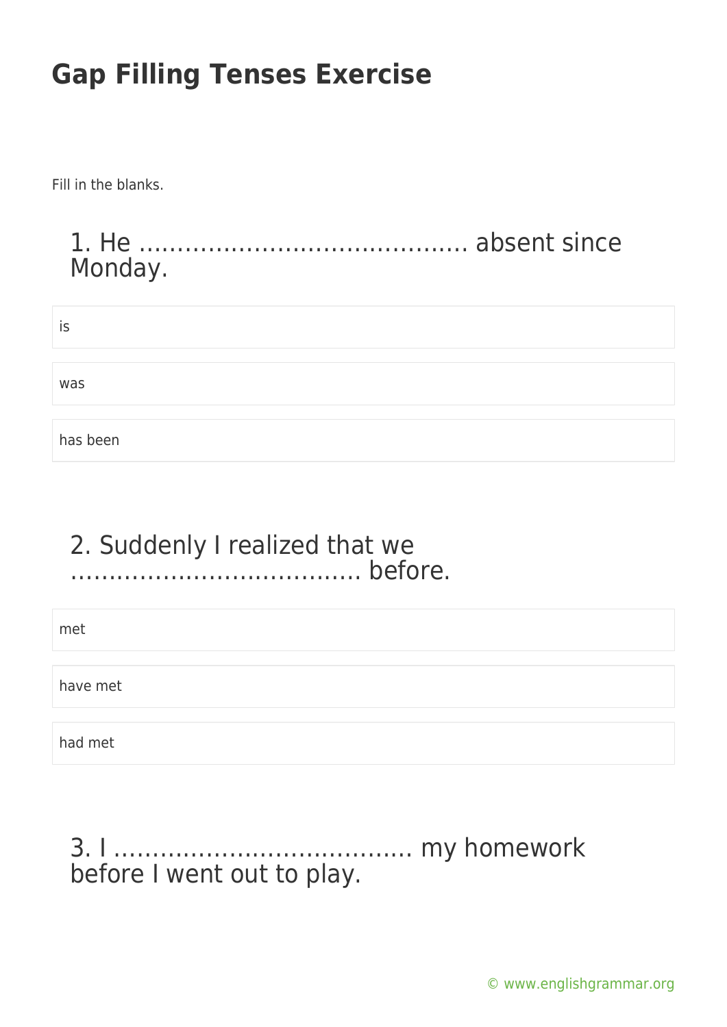# Gap Filling Tenses Exercise

Fill in the blanks.

## 1. He …………………………………… absent since Monday.

- is
- was
- has been

## 2. Suddenly I realized that we ………………………………. before.

- met
- have met
- had met

## 3. I ………………………………. my homework before I went out to play.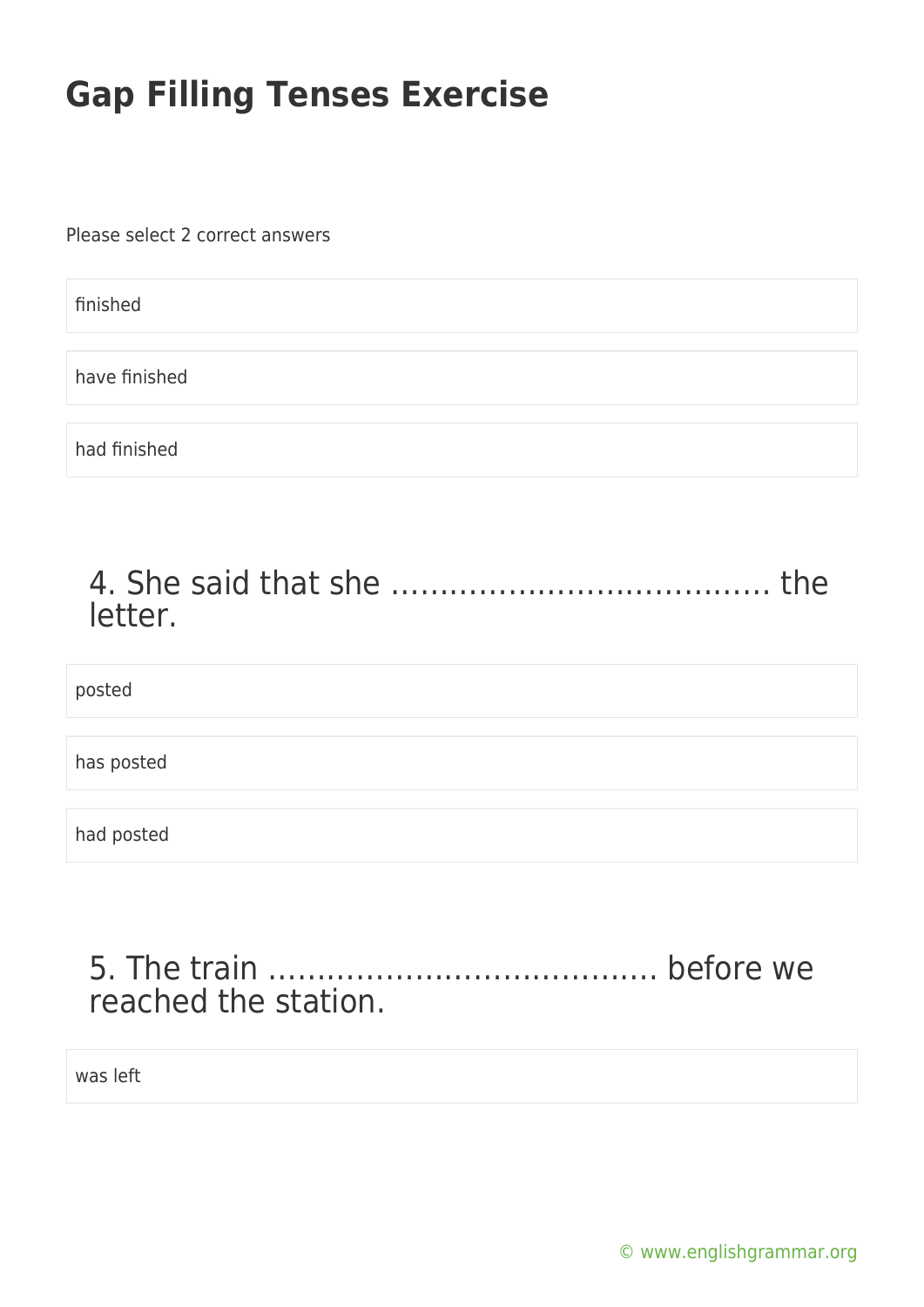# Gap Filling Tenses Exercise

Please select 2 correct answers

finished

have finished

had finished

## 4. She said that she ………………………………… the letter.

posted

has posted

had posted

## 5. The train ………………………………… before we reached the station.

was left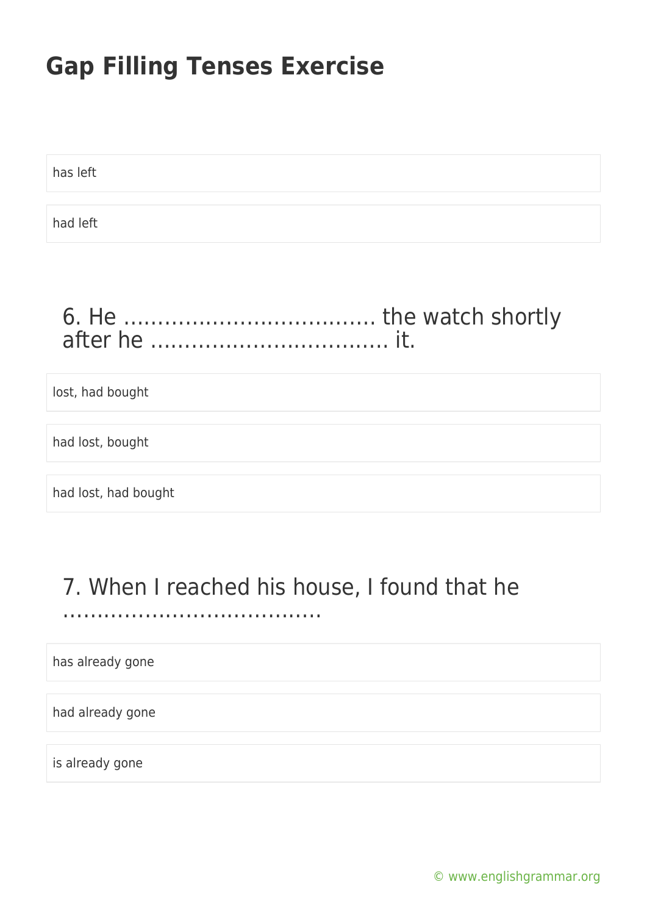has left

had left

### 6. He ……………………………… the watch shortly after he ……………………………. it.

lost, had bought

had lost, bought

had lost, had bought

### 7. When I reached his house, I found that he ……………………………….

has already gone

had already gone

is already gone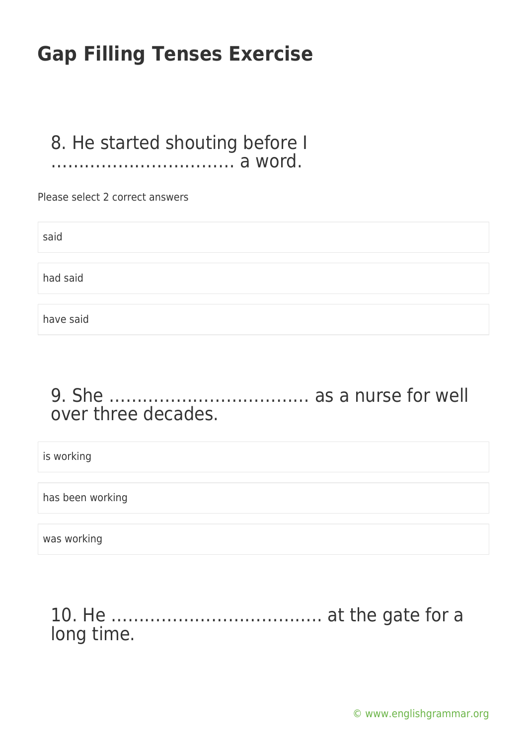# Gap Filling Tenses Exercise

## 8. He started shouting before I ……………………………. a word.

Please select 2 correct answers

- said
- had said
- have said

## 9. She ………………………………. as a nurse for well over three decades.

- is working
- has been working
- was working

## 10. He ………………………………. at the gate for a long time.

© www.englishgrammar.org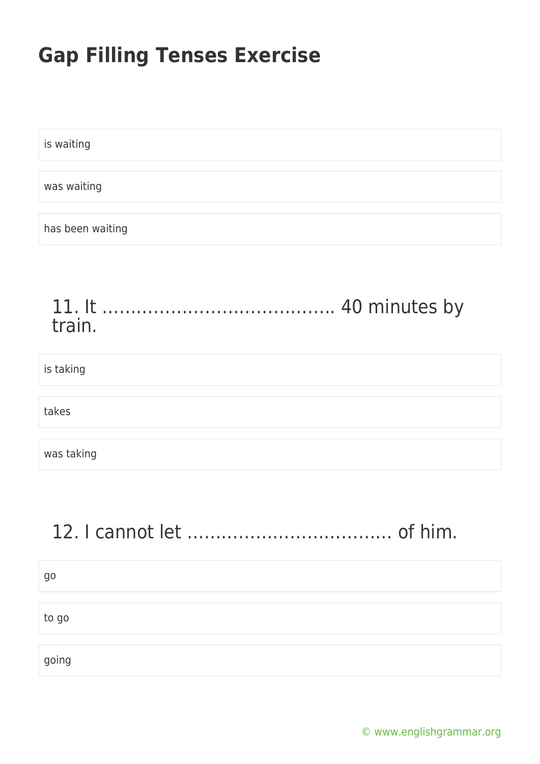is waiting

was waiting

has been waiting

## 11. It …………………………………. 40 minutes by train.

is taking

takes

was taking

## 12. I cannot let ……………………………. of him.

go

to go

going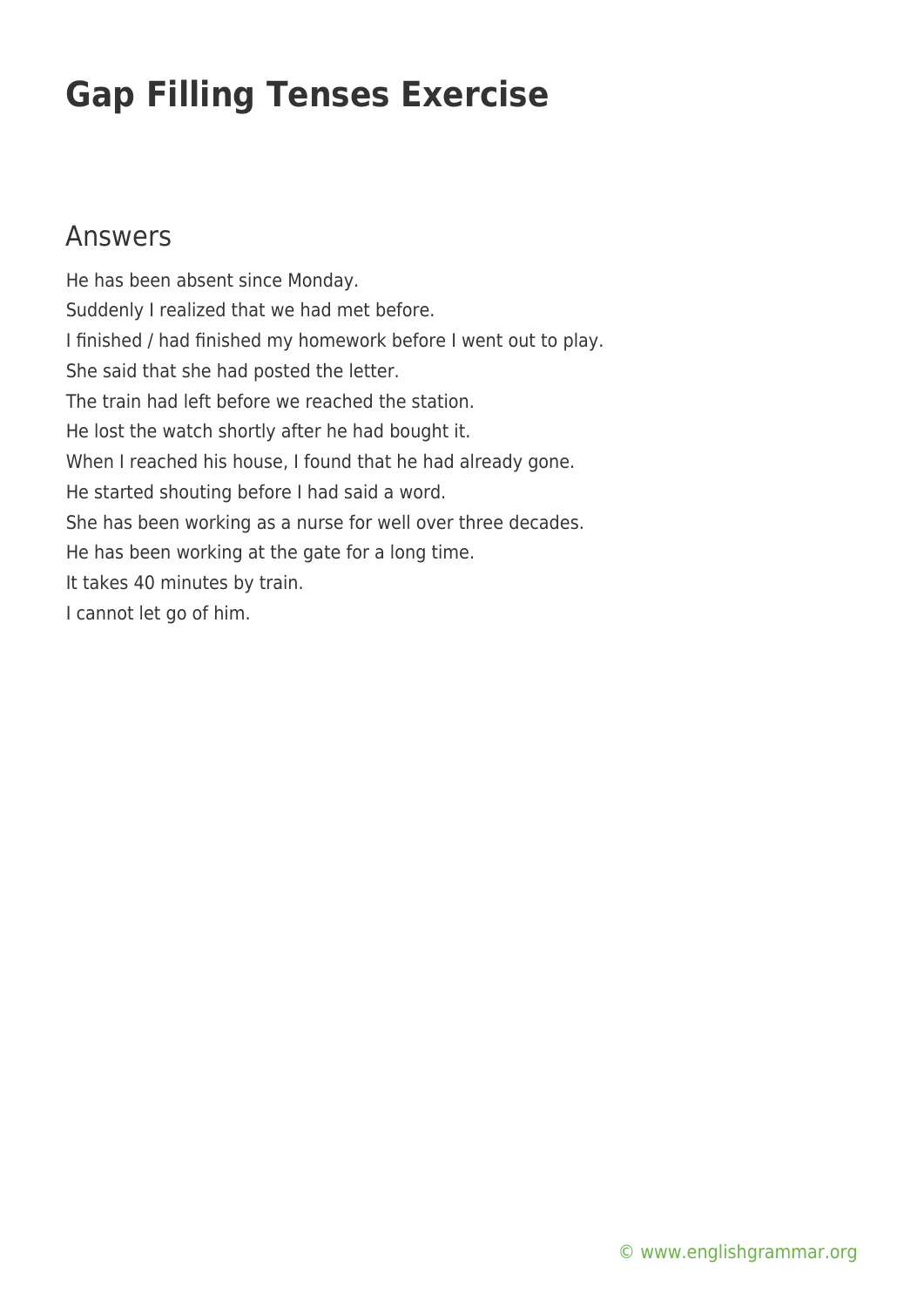# Gap Filling Tenses Exercise

## Answers

He has been absent since Monday.
Suddenly I realized that we had met before.
I finished / had finished my homework before I went out to play.
She said that she had posted the letter.
The train had left before we reached the station.
He lost the watch shortly after he had bought it.
When I reached his house, I found that he had already gone.
He started shouting before I had said a word.
She has been working as a nurse for well over three decades.
He has been working at the gate for a long time.
It takes 40 minutes by train.
I cannot let go of him.